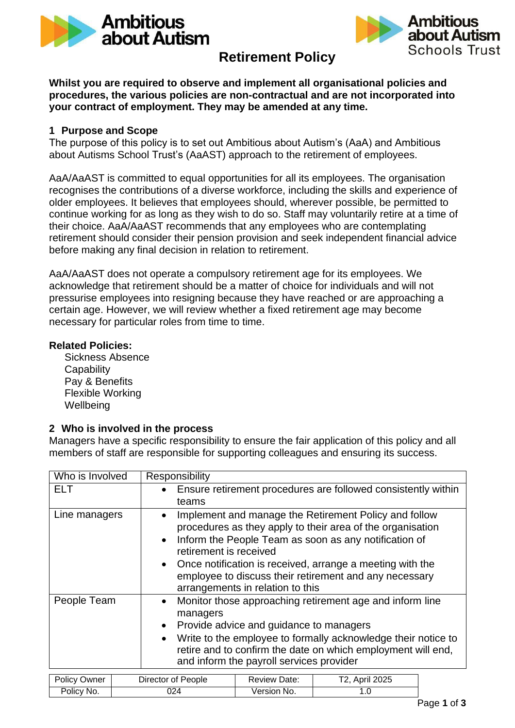# Retirement Policy

**Whilst you are required to observe and implement all organisational policies and procedures, the various policies are non-contractual and are not incorporated into your contract of employment. They may be amended at any time.**

## 1 Purpose and Scope

The purpose of this policy is to set out Ambitious about Autism's (AaA) and Ambitious about Autisms School Trust's (AaAST) approach to the retirement of employees.

AaA/AaAST is committed to equal opportunities for all its employees. The organisation recognises the contributions of a diverse workforce, including the skills and experience of older employees. It believes that employees should, wherever possible, be permitted to continue working for as long as they wish to do so. Staff may voluntarily retire at a time of their choice. AaA/AaAST recommends that any employees who are contemplating retirement should consider their pension provision and seek independent financial advice before making any final decision in relation to retirement.

AaA/AaAST does not operate a compulsory retirement age for its employees. We acknowledge that retirement should be a matter of choice for individuals and will not pressurise employees into resigning because they have reached or are approaching a certain age. However, we will review whether a fixed retirement age may become necessary for particular roles from time to time.

**Related Policies:**

- Sickness Absence
- Capability
- Pay & Benefits
- Flexible Working
- Wellbeing

## 2 Who is involved in the process

Managers have a specific responsibility to ensure the fair application of this policy and all members of staff are responsible for supporting colleagues and ensuring its success.

| Who is Involved | Responsibility |
|---|---|
| ELT | • Ensure retirement procedures are followed consistently within teams |
| Line managers | • Implement and manage the Retirement Policy and follow procedures as they apply to their area of the organisation<br>• Inform the People Team as soon as any notification of retirement is received<br>• Once notification is received, arrange a meeting with the employee to discuss their retirement and any necessary arrangements in relation to this |
| People Team | • Monitor those approaching retirement age and inform line managers<br>• Provide advice and guidance to managers<br>• Write to the employee to formally acknowledge their notice to retire and to confirm the date on which employment will end, and inform the payroll services provider |

| Policy Owner | Director of People | Review Date: | T2, April 2025 |
|---|---|---|---|
| Policy No. | 024 | Version No. | 1.0 |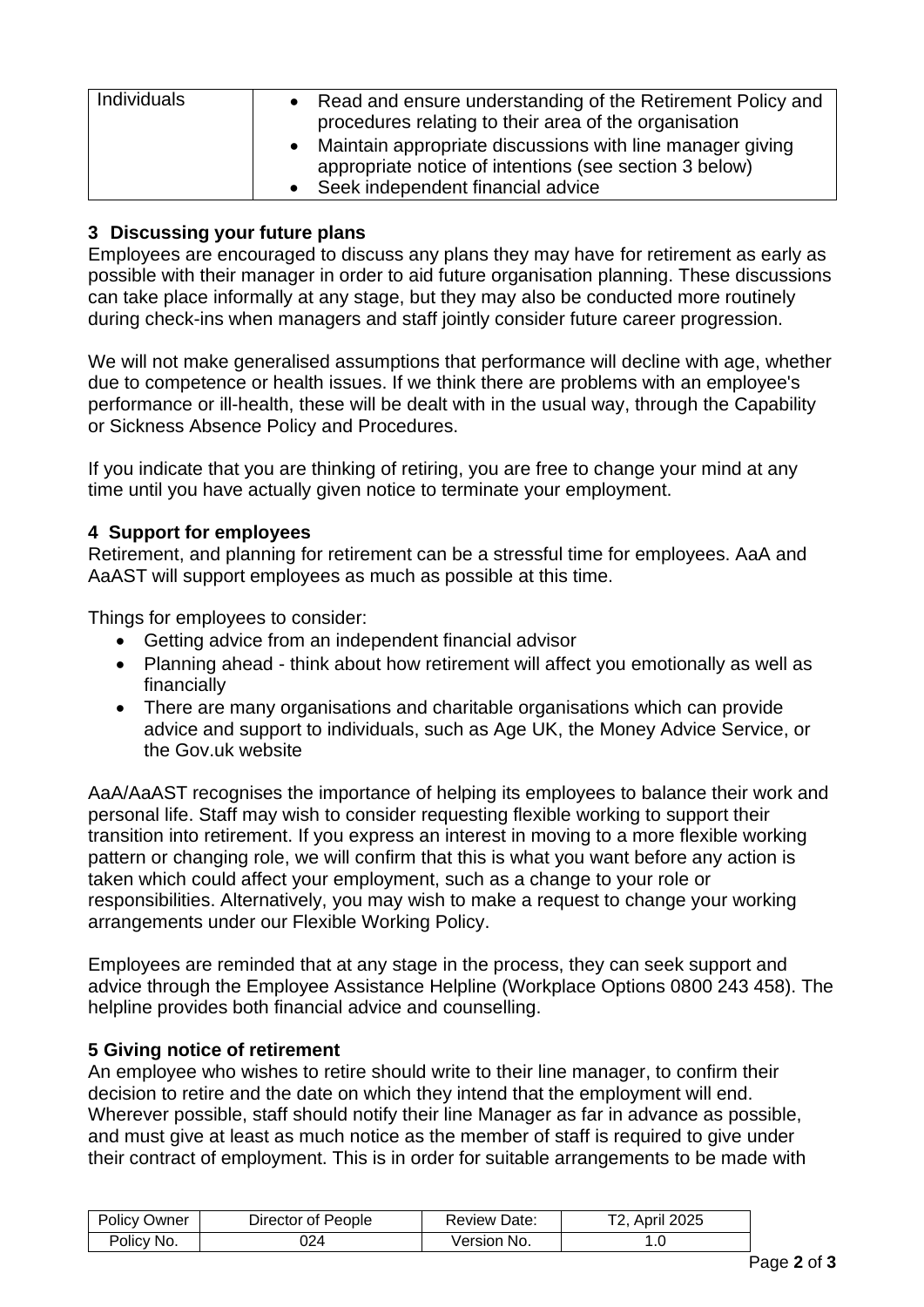| | |
|---|---|
| Individuals | • Read and ensure understanding of the Retirement Policy and procedures relating to their area of the organisation<br>• Maintain appropriate discussions with line manager giving appropriate notice of intentions (see section 3 below)<br>• Seek independent financial advice |

## 3 Discussing your future plans

Employees are encouraged to discuss any plans they may have for retirement as early as possible with their manager in order to aid future organisation planning. These discussions can take place informally at any stage, but they may also be conducted more routinely during check-ins when managers and staff jointly consider future career progression.

We will not make generalised assumptions that performance will decline with age, whether due to competence or health issues. If we think there are problems with an employee's performance or ill-health, these will be dealt with in the usual way, through the Capability or Sickness Absence Policy and Procedures.

If you indicate that you are thinking of retiring, you are free to change your mind at any time until you have actually given notice to terminate your employment.

## 4 Support for employees

Retirement, and planning for retirement can be a stressful time for employees. AaA and AaAST will support employees as much as possible at this time.

Things for employees to consider:

- Getting advice from an independent financial advisor
- Planning ahead - think about how retirement will affect you emotionally as well as financially
- There are many organisations and charitable organisations which can provide advice and support to individuals, such as Age UK, the Money Advice Service, or the Gov.uk website

AaA/AaAST recognises the importance of helping its employees to balance their work and personal life. Staff may wish to consider requesting flexible working to support their transition into retirement. If you express an interest in moving to a more flexible working pattern or changing role, we will confirm that this is what you want before any action is taken which could affect your employment, such as a change to your role or responsibilities. Alternatively, you may wish to make a request to change your working arrangements under our Flexible Working Policy.

Employees are reminded that at any stage in the process, they can seek support and advice through the Employee Assistance Helpline (Workplace Options 0800 243 458). The helpline provides both financial advice and counselling.

## 5 Giving notice of retirement

An employee who wishes to retire should write to their line manager, to confirm their decision to retire and the date on which they intend that the employment will end. Wherever possible, staff should notify their line Manager as far in advance as possible, and must give at least as much notice as the member of staff is required to give under their contract of employment. This is in order for suitable arrangements to be made with

| Policy Owner | Director of People | Review Date: | T2, April 2025 |
|---|---|---|---|
| Policy No. | 024 | Version No. | 1.0 |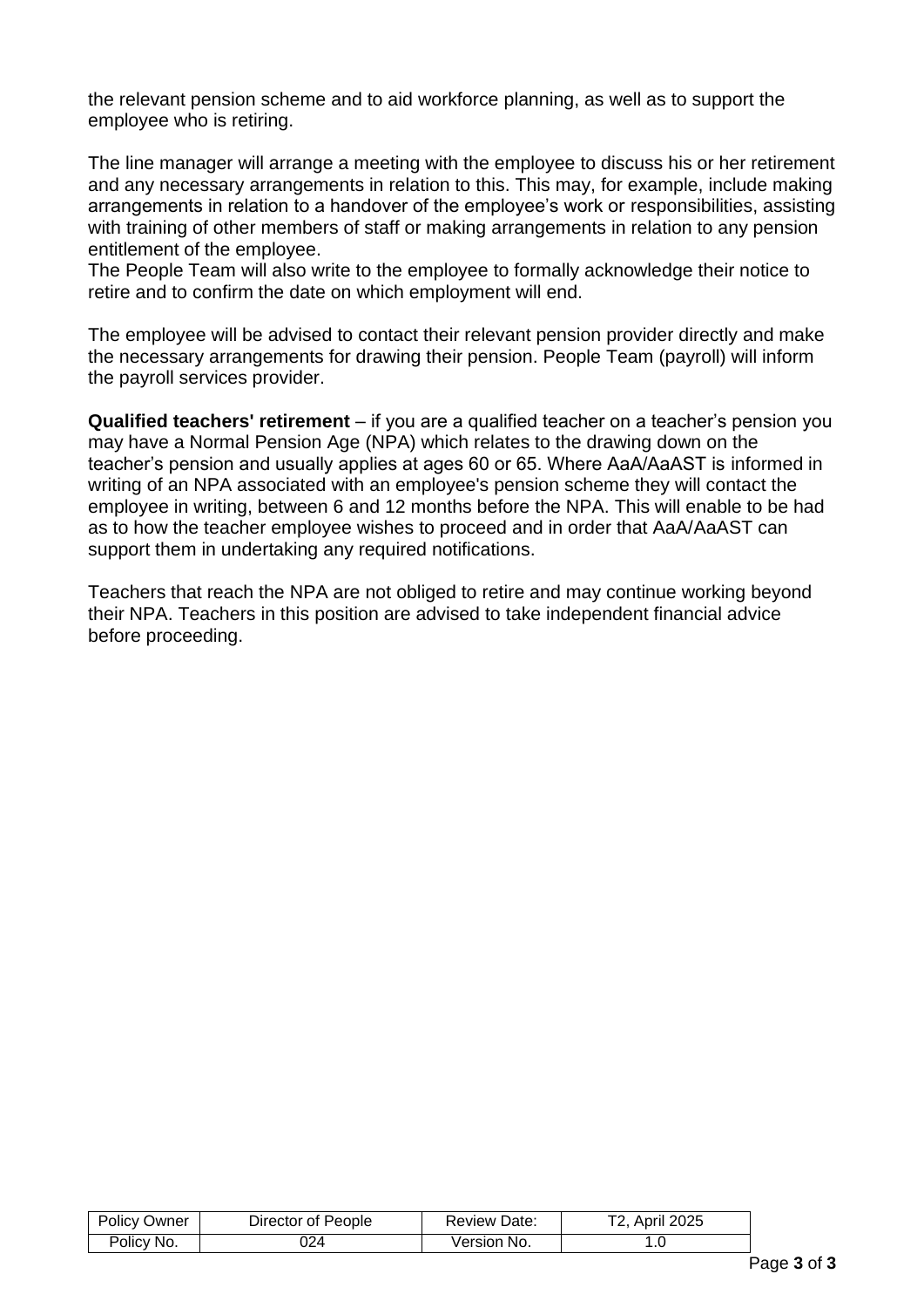the relevant pension scheme and to aid workforce planning, as well as to support the employee who is retiring.

The line manager will arrange a meeting with the employee to discuss his or her retirement and any necessary arrangements in relation to this. This may, for example, include making arrangements in relation to a handover of the employee's work or responsibilities, assisting with training of other members of staff or making arrangements in relation to any pension entitlement of the employee.

The People Team will also write to the employee to formally acknowledge their notice to retire and to confirm the date on which employment will end.

The employee will be advised to contact their relevant pension provider directly and make the necessary arrangements for drawing their pension. People Team (payroll) will inform the payroll services provider.

**Qualified teachers' retirement** – if you are a qualified teacher on a teacher's pension you may have a Normal Pension Age (NPA) which relates to the drawing down on the teacher's pension and usually applies at ages 60 or 65. Where AaA/AaAST is informed in writing of an NPA associated with an employee's pension scheme they will contact the employee in writing, between 6 and 12 months before the NPA. This will enable to be had as to how the teacher employee wishes to proceed and in order that AaA/AaAST can support them in undertaking any required notifications.

Teachers that reach the NPA are not obliged to retire and may continue working beyond their NPA. Teachers in this position are advised to take independent financial advice before proceeding.